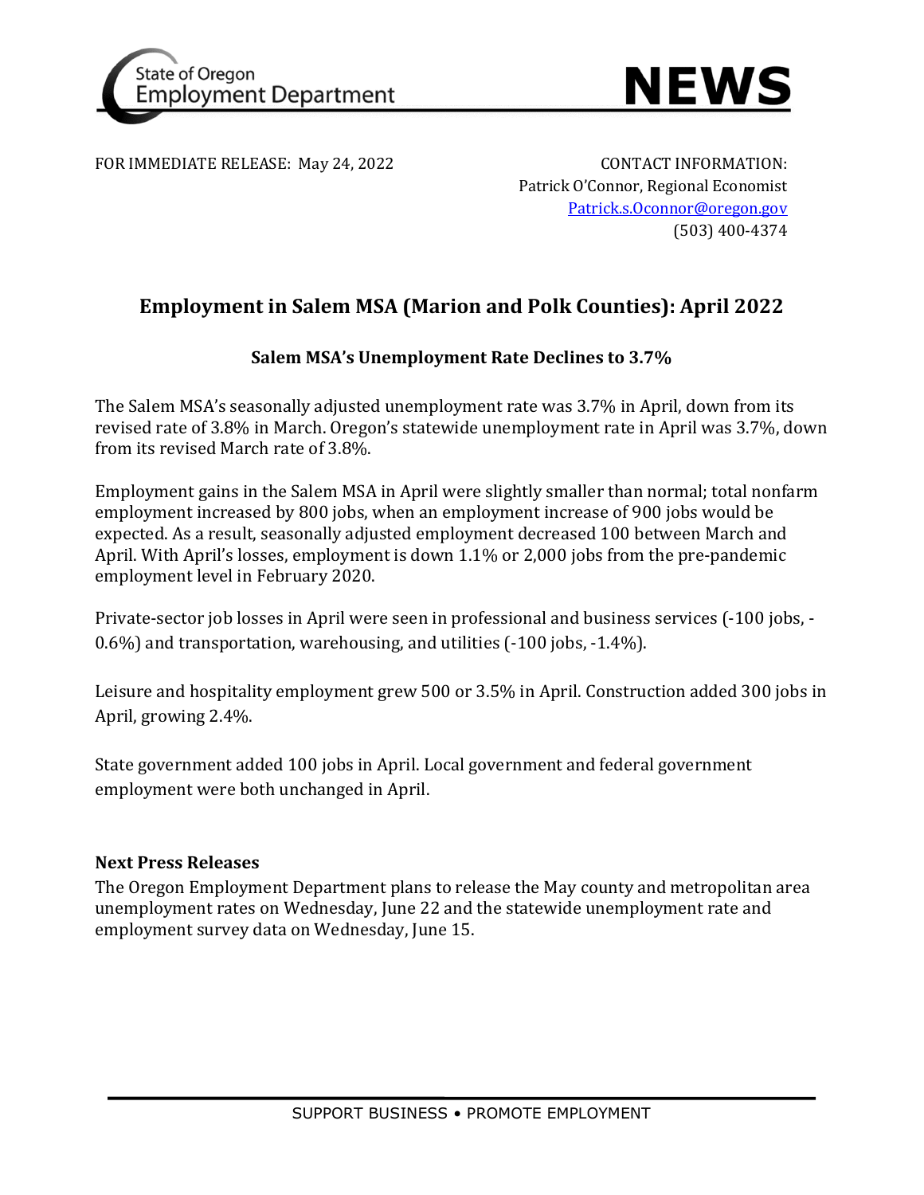State of Oregon Employment Department

**NEWS**

FOR IMMEDIATE RELEASE: May 24, 2022

CONTACT INFORMATION:
Patrick O'Connor, Regional Economist
Patrick.s.Oconnor@oregon.gov
(503) 400-4374

# Employment in Salem MSA (Marion and Polk Counties): April 2022

## Salem MSA's Unemployment Rate Declines to 3.7%

The Salem MSA's seasonally adjusted unemployment rate was 3.7% in April, down from its revised rate of 3.8% in March. Oregon's statewide unemployment rate in April was 3.7%, down from its revised March rate of 3.8%.

Employment gains in the Salem MSA in April were slightly smaller than normal; total nonfarm employment increased by 800 jobs, when an employment increase of 900 jobs would be expected. As a result, seasonally adjusted employment decreased 100 between March and April. With April's losses, employment is down 1.1% or 2,000 jobs from the pre-pandemic employment level in February 2020.

Private-sector job losses in April were seen in professional and business services (-100 jobs, -0.6%) and transportation, warehousing, and utilities (-100 jobs, -1.4%).

Leisure and hospitality employment grew 500 or 3.5% in April. Construction added 300 jobs in April, growing 2.4%.

State government added 100 jobs in April. Local government and federal government employment were both unchanged in April.

**Next Press Releases**

The Oregon Employment Department plans to release the May county and metropolitan area unemployment rates on Wednesday, June 22 and the statewide unemployment rate and employment survey data on Wednesday, June 15.

SUPPORT BUSINESS • PROMOTE EMPLOYMENT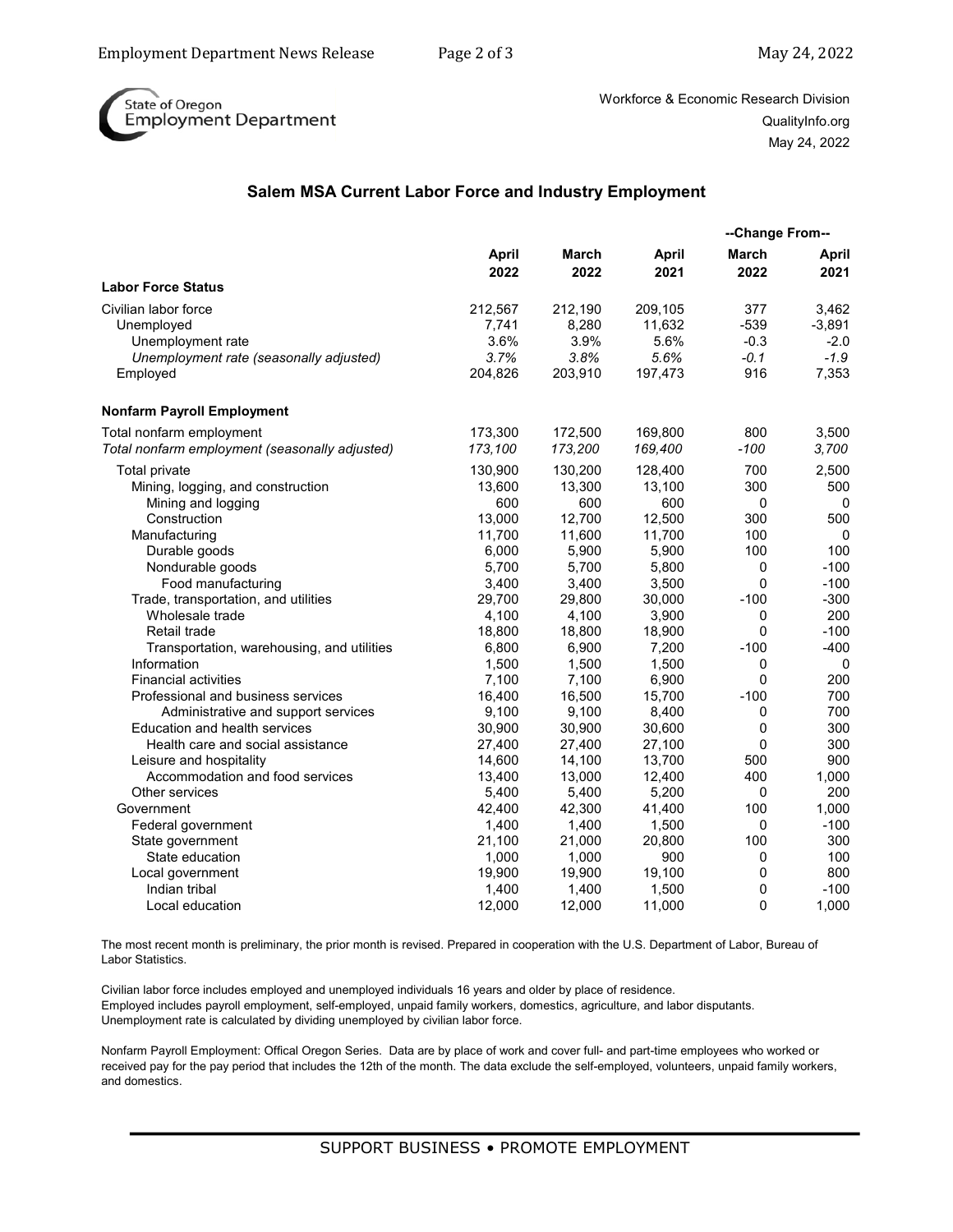State of Oregon Employment Department

Workforce & Economic Research Division
QualityInfo.org
May 24, 2022

## Salem MSA Current Labor Force and Industry Employment

| | April 2022 | March 2022 | April 2021 | --Change From-- March 2022 | --Change From-- April 2021 |
|---|---|---|---|---|---|
| **Labor Force Status** | | | | | |
| Civilian labor force | 212,567 | 212,190 | 209,105 | 377 | 3,462 |
| Unemployed | 7,741 | 8,280 | 11,632 | -539 | -3,891 |
| Unemployment rate | 3.6% | 3.9% | 5.6% | -0.3 | -2.0 |
| *Unemployment rate (seasonally adjusted)* | *3.7%* | *3.8%* | *5.6%* | *-0.1* | *-1.9* |
| Employed | 204,826 | 203,910 | 197,473 | 916 | 7,353 |
| **Nonfarm Payroll Employment** | | | | | |
| Total nonfarm employment | 173,300 | 172,500 | 169,800 | 800 | 3,500 |
| *Total nonfarm employment (seasonally adjusted)* | *173,100* | *173,200* | *169,400* | *-100* | *3,700* |
| Total private | 130,900 | 130,200 | 128,400 | 700 | 2,500 |
| Mining, logging, and construction | 13,600 | 13,300 | 13,100 | 300 | 500 |
| Mining and logging | 600 | 600 | 600 | 0 | 0 |
| Construction | 13,000 | 12,700 | 12,500 | 300 | 500 |
| Manufacturing | 11,700 | 11,600 | 11,700 | 100 | 0 |
| Durable goods | 6,000 | 5,900 | 5,900 | 100 | 100 |
| Nondurable goods | 5,700 | 5,700 | 5,800 | 0 | -100 |
| Food manufacturing | 3,400 | 3,400 | 3,500 | 0 | -100 |
| Trade, transportation, and utilities | 29,700 | 29,800 | 30,000 | -100 | -300 |
| Wholesale trade | 4,100 | 4,100 | 3,900 | 0 | 200 |
| Retail trade | 18,800 | 18,800 | 18,900 | 0 | -100 |
| Transportation, warehousing, and utilities | 6,800 | 6,900 | 7,200 | -100 | -400 |
| Information | 1,500 | 1,500 | 1,500 | 0 | 0 |
| Financial activities | 7,100 | 7,100 | 6,900 | 0 | 200 |
| Professional and business services | 16,400 | 16,500 | 15,700 | -100 | 700 |
| Administrative and support services | 9,100 | 9,100 | 8,400 | 0 | 700 |
| Education and health services | 30,900 | 30,900 | 30,600 | 0 | 300 |
| Health care and social assistance | 27,400 | 27,400 | 27,100 | 0 | 300 |
| Leisure and hospitality | 14,600 | 14,100 | 13,700 | 500 | 900 |
| Accommodation and food services | 13,400 | 13,000 | 12,400 | 400 | 1,000 |
| Other services | 5,400 | 5,400 | 5,200 | 0 | 200 |
| Government | 42,400 | 42,300 | 41,400 | 100 | 1,000 |
| Federal government | 1,400 | 1,400 | 1,500 | 0 | -100 |
| State government | 21,100 | 21,000 | 20,800 | 100 | 300 |
| State education | 1,000 | 1,000 | 900 | 0 | 100 |
| Local government | 19,900 | 19,900 | 19,100 | 0 | 800 |
| Indian tribal | 1,400 | 1,400 | 1,500 | 0 | -100 |
| Local education | 12,000 | 12,000 | 11,000 | 0 | 1,000 |

The most recent month is preliminary, the prior month is revised. Prepared in cooperation with the U.S. Department of Labor, Bureau of Labor Statistics.

Civilian labor force includes employed and unemployed individuals 16 years and older by place of residence.
Employed includes payroll employment, self-employed, unpaid family workers, domestics, agriculture, and labor disputants.
Unemployment rate is calculated by dividing unemployed by civilian labor force.

Nonfarm Payroll Employment: Offical Oregon Series. Data are by place of work and cover full- and part-time employees who worked or received pay for the pay period that includes the 12th of the month. The data exclude the self-employed, volunteers, unpaid family workers, and domestics.

SUPPORT BUSINESS • PROMOTE EMPLOYMENT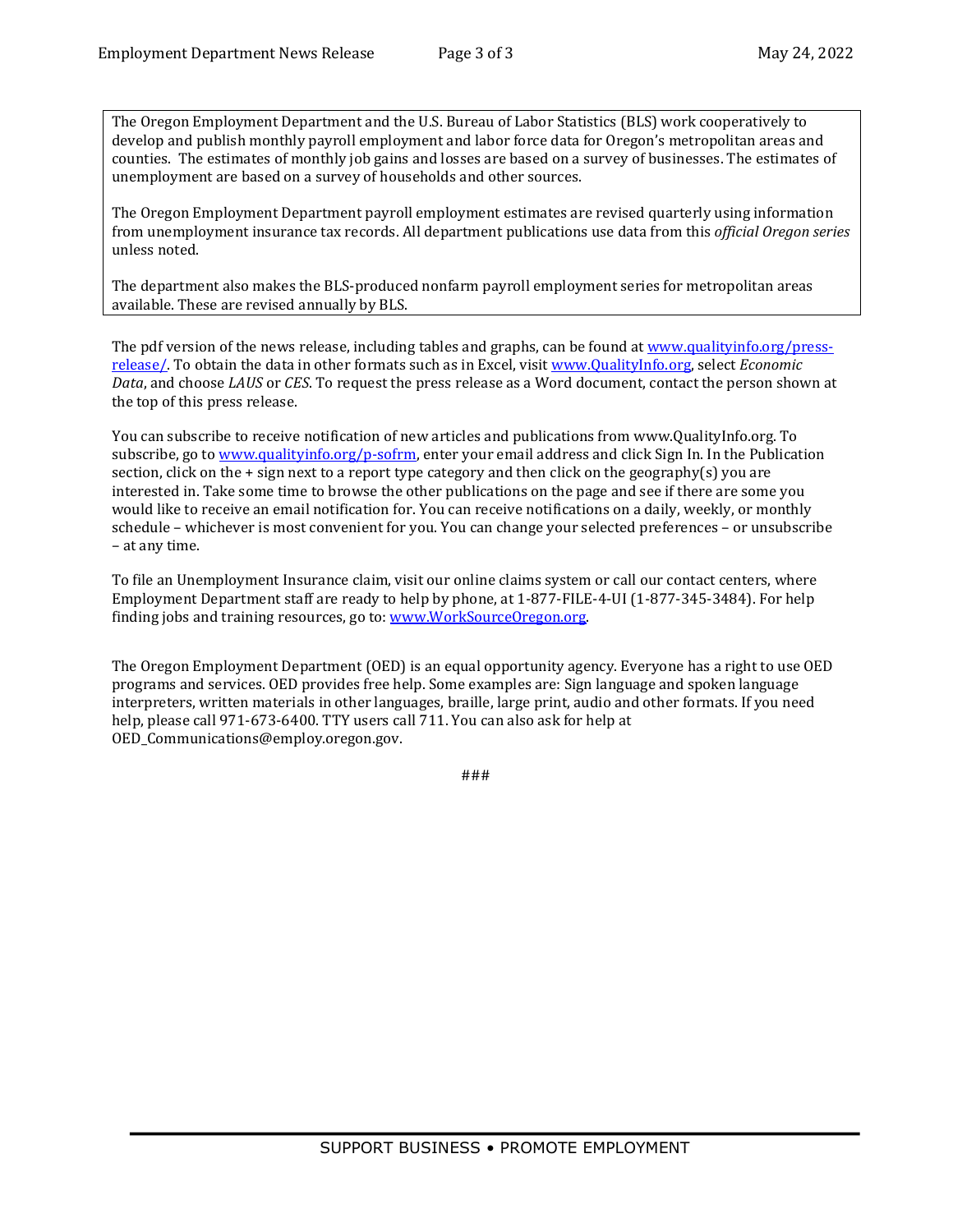The Oregon Employment Department and the U.S. Bureau of Labor Statistics (BLS) work cooperatively to develop and publish monthly payroll employment and labor force data for Oregon's metropolitan areas and counties. The estimates of monthly job gains and losses are based on a survey of businesses. The estimates of unemployment are based on a survey of households and other sources.

The Oregon Employment Department payroll employment estimates are revised quarterly using information from unemployment insurance tax records. All department publications use data from this *official Oregon series* unless noted.

The department also makes the BLS-produced nonfarm payroll employment series for metropolitan areas available. These are revised annually by BLS.

The pdf version of the news release, including tables and graphs, can be found at [www.qualityinfo.org/press-release/](www.qualityinfo.org/press-release/). To obtain the data in other formats such as in Excel, visit [www.QualityInfo.org](www.QualityInfo.org), select *Economic Data*, and choose *LAUS* or *CES*. To request the press release as a Word document, contact the person shown at the top of this press release.

You can subscribe to receive notification of new articles and publications from www.QualityInfo.org. To subscribe, go to [www.qualityinfo.org/p-sofrm](www.qualityinfo.org/p-sofrm), enter your email address and click Sign In. In the Publication section, click on the + sign next to a report type category and then click on the geography(s) you are interested in. Take some time to browse the other publications on the page and see if there are some you would like to receive an email notification for. You can receive notifications on a daily, weekly, or monthly schedule – whichever is most convenient for you. You can change your selected preferences – or unsubscribe – at any time.

To file an Unemployment Insurance claim, visit our online claims system or call our contact centers, where Employment Department staff are ready to help by phone, at 1-877-FILE-4-UI (1-877-345-3484). For help finding jobs and training resources, go to: [www.WorkSourceOregon.org](www.WorkSourceOregon.org).

The Oregon Employment Department (OED) is an equal opportunity agency. Everyone has a right to use OED programs and services. OED provides free help. Some examples are: Sign language and spoken language interpreters, written materials in other languages, braille, large print, audio and other formats. If you need help, please call 971-673-6400. TTY users call 711. You can also ask for help at OED_Communications@employ.oregon.gov.

###

SUPPORT BUSINESS • PROMOTE EMPLOYMENT